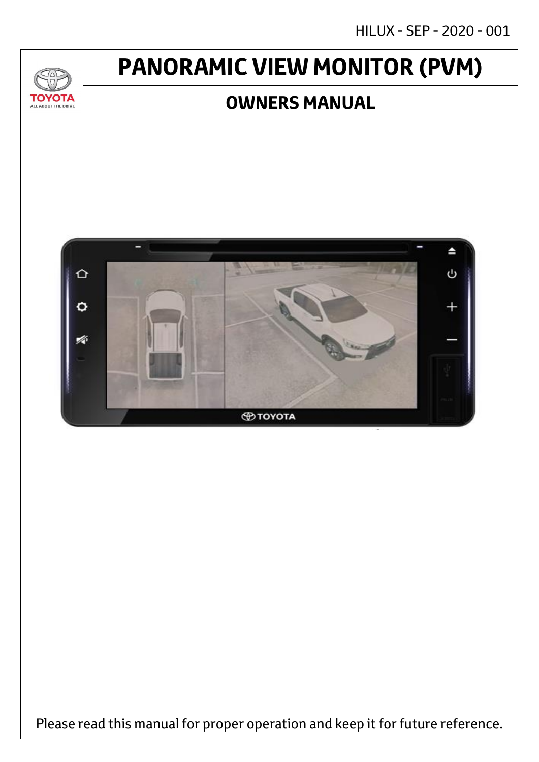HILUX - SEP - 2020 - 001

TOYOTA
ALL ABOUT THE DRIVE

# PANORAMIC VIEW MONITOR (PVM)

## OWNERS MANUAL

Please read this manual for proper operation and keep it for future reference.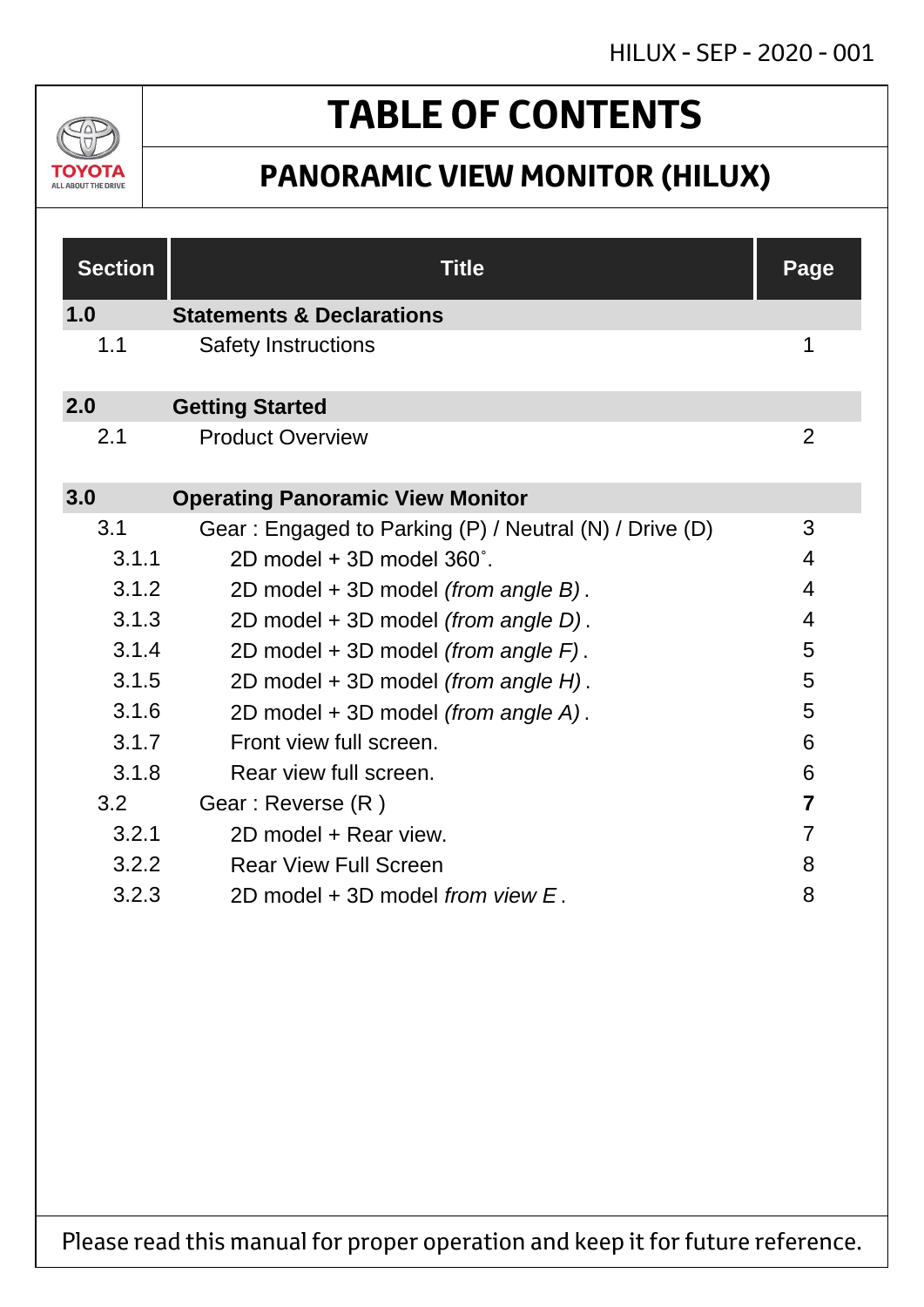# TABLE OF CONTENTS

## PANORAMIC VIEW MONITOR (HILUX)

| Section | Title | Page |
|---|---|---|
| **1.0** | **Statements & Declarations** | |
| 1.1 | Safety Instructions | 1 |
| **2.0** | **Getting Started** | |
| 2.1 | Product Overview | 2 |
| **3.0** | **Operating Panoramic View Monitor** | |
| 3.1 | Gear : Engaged to Parking (P) / Neutral (N) / Drive (D) | 3 |
| 3.1.1 | 2D model + 3D model 360˚. | 4 |
| 3.1.2 | 2D model + 3D model *(from angle B)* . | 4 |
| 3.1.3 | 2D model + 3D model *(from angle D)* . | 4 |
| 3.1.4 | 2D model + 3D model *(from angle F)* . | 5 |
| 3.1.5 | 2D model + 3D model *(from angle H)* . | 5 |
| 3.1.6 | 2D model + 3D model *(from angle A)* . | 5 |
| 3.1.7 | Front view full screen. | 6 |
| 3.1.8 | Rear view full screen. | 6 |
| 3.2 | Gear : Reverse (R ) | **7** |
| 3.2.1 | 2D model + Rear view. | 7 |
| 3.2.2 | Rear View Full Screen | 8 |
| 3.2.3 | 2D model + 3D model *from view E* . | 8 |

Please read this manual for proper operation and keep it for future reference.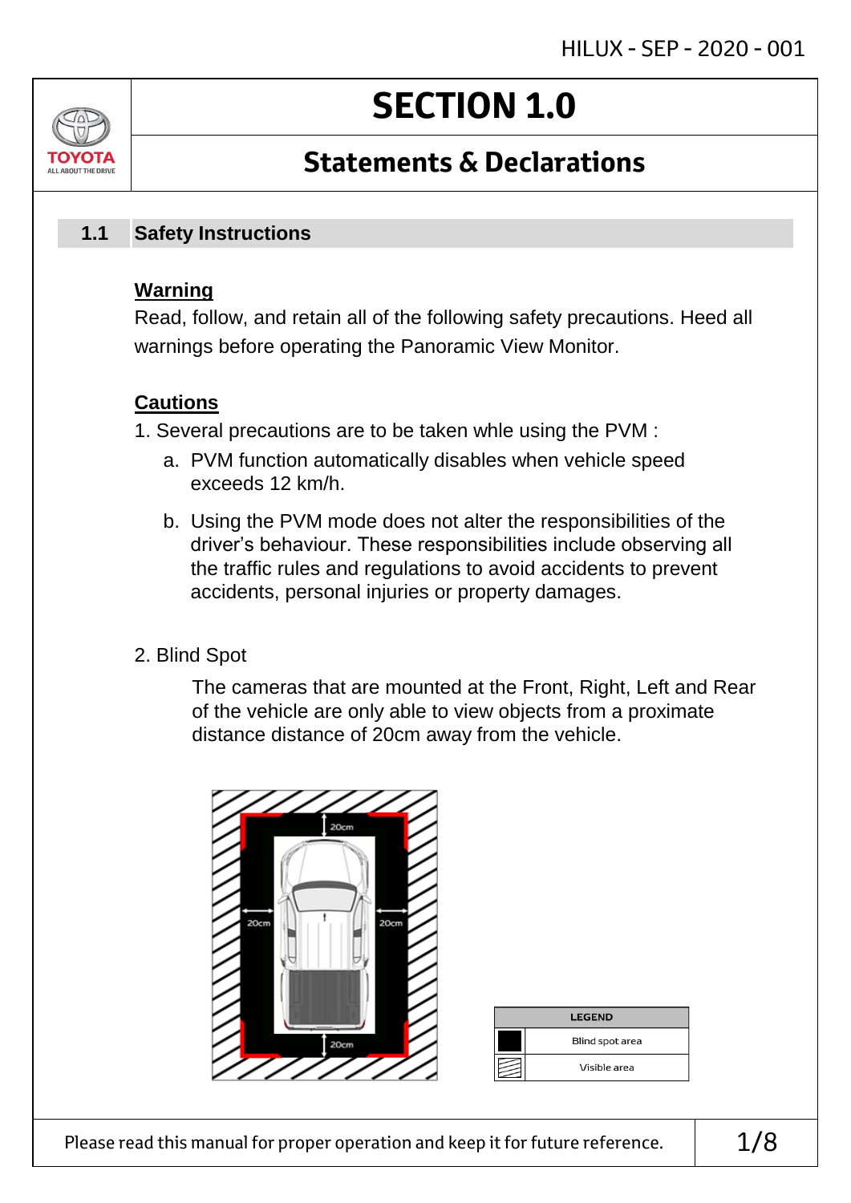# SECTION 1.0

## Statements & Declarations

### 1.1 Safety Instructions

**Warning**

Read, follow, and retain all of the following safety precautions. Heed all warnings before operating the Panoramic View Monitor.

**Cautions**

1. Several precautions are to be taken whle using the PVM :
   a. PVM function automatically disables when vehicle speed exceeds 12 km/h.
   b. Using the PVM mode does not alter the responsibilities of the driver's behaviour. These responsibilities include observing all the traffic rules and regulations to avoid accidents to prevent accidents, personal injuries or property damages.

2. Blind Spot

   The cameras that are mounted at the Front, Right, Left and Rear of the vehicle are only able to view objects from a proximate distance distance of 20cm away from the vehicle.

20cm

20cm

20cm

20cm

| LEGEND | |
|---|---|
| ■ | Blind spot area |
| ▨ | Visible area |

Please read this manual for proper operation and keep it for future reference.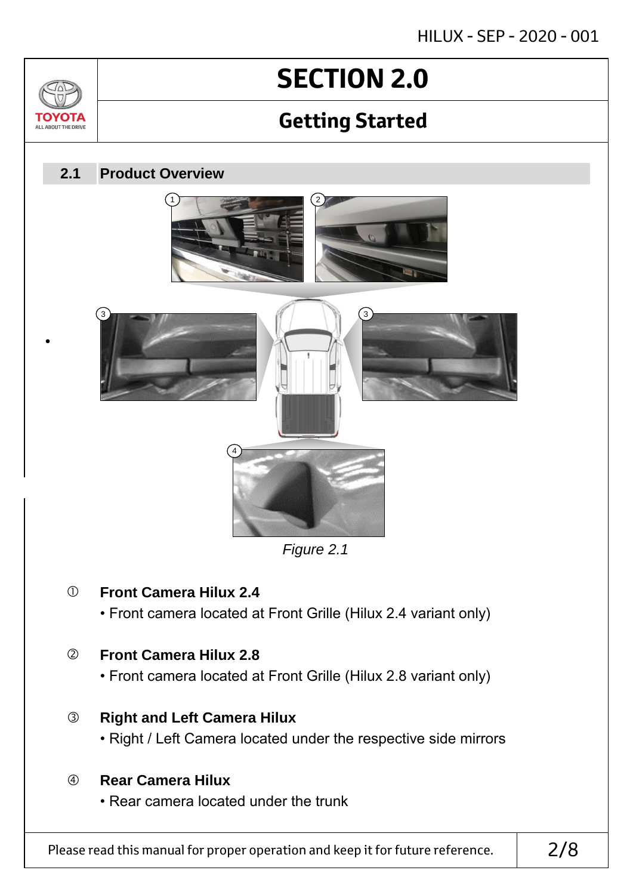# SECTION 2.0

## Getting Started

### 2.1 Product Overview

*Figure 2.1*

① **Front Camera Hilux 2.4**
- Front camera located at Front Grille (Hilux 2.4 variant only)

② **Front Camera Hilux 2.8**
- Front camera located at Front Grille (Hilux 2.8 variant only)

③ **Right and Left Camera Hilux**
- Right / Left Camera located under the respective side mirrors

④ **Rear Camera Hilux**
- Rear camera located under the trunk

Please read this manual for proper operation and keep it for future reference.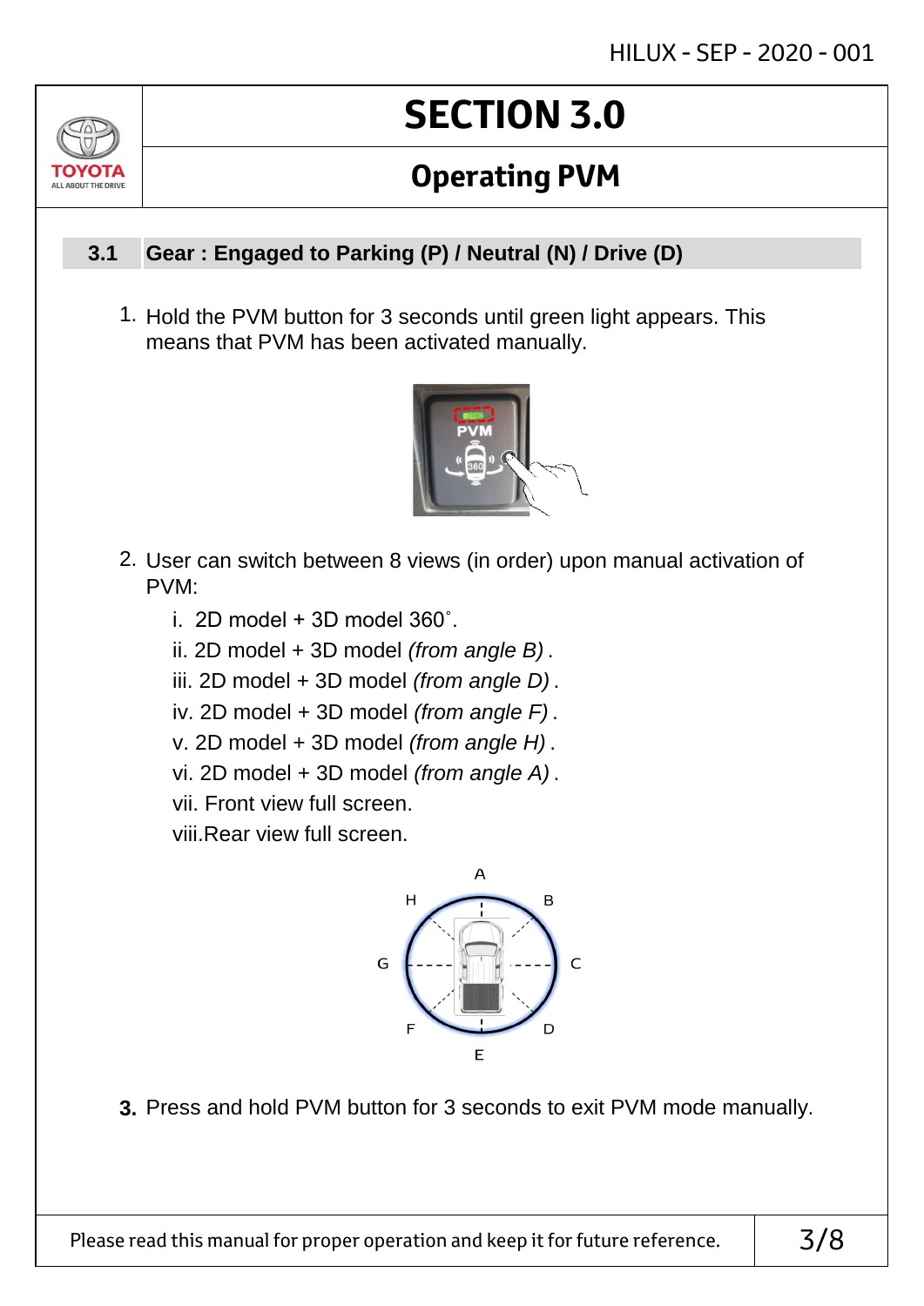# SECTION 3.0

## Operating PVM

### 3.1 Gear : Engaged to Parking (P) / Neutral (N) / Drive (D)

1. Hold the PVM button for 3 seconds until green light appears. This means that PVM has been activated manually.

2. User can switch between 8 views (in order) upon manual activation of PVM:
   - i. 2D model + 3D model 360˚.
   - ii. 2D model + 3D model *(from angle B)* .
   - iii. 2D model + 3D model *(from angle D)* .
   - iv. 2D model + 3D model *(from angle F)* .
   - v. 2D model + 3D model *(from angle H)* .
   - vi. 2D model + 3D model *(from angle A)* .
   - vii. Front view full screen.
   - viii.Rear view full screen.

3. Press and hold PVM button for 3 seconds to exit PVM mode manually.

Please read this manual for proper operation and keep it for future reference.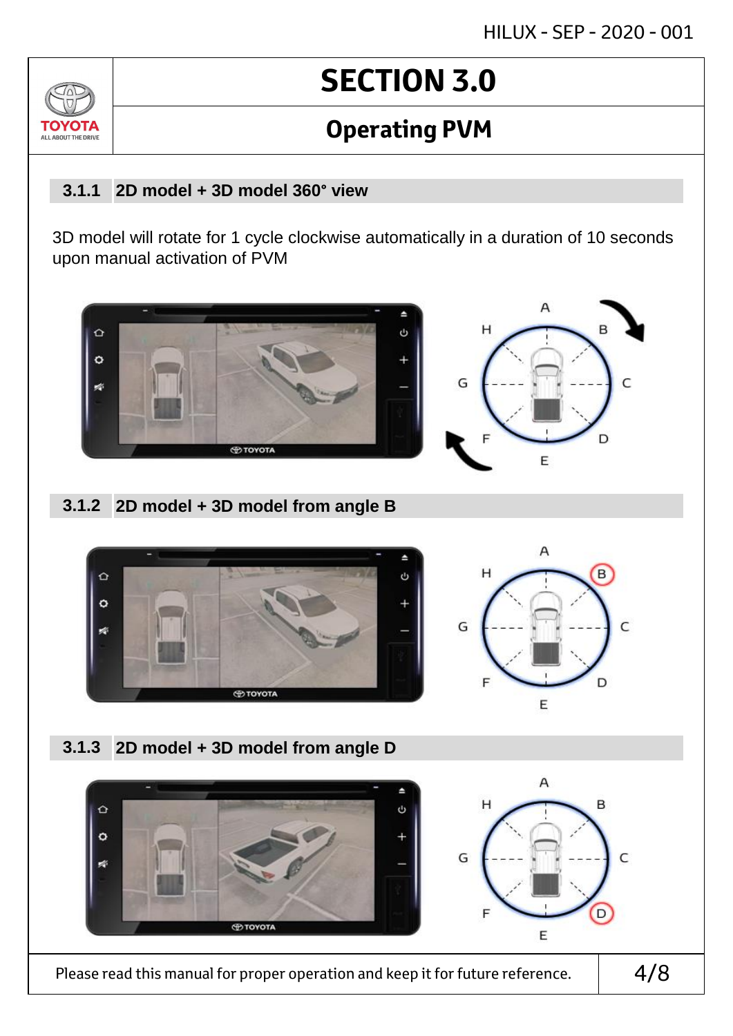# SECTION 3.0

## Operating PVM

### 3.1.1 2D model + 3D model 360° view

3D model will rotate for 1 cycle clockwise automatically in a duration of 10 seconds upon manual activation of PVM

### 3.1.2 2D model + 3D model from angle B

### 3.1.3 2D model + 3D model from angle D

Please read this manual for proper operation and keep it for future reference.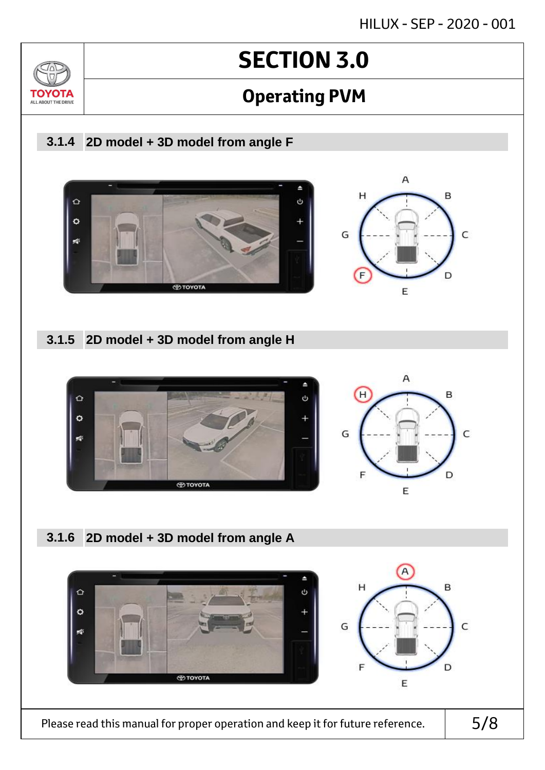# SECTION 3.0

## Operating PVM

### 3.1.4 2D model + 3D model from angle F

### 3.1.5 2D model + 3D model from angle H

### 3.1.6 2D model + 3D model from angle A

Please read this manual for proper operation and keep it for future reference.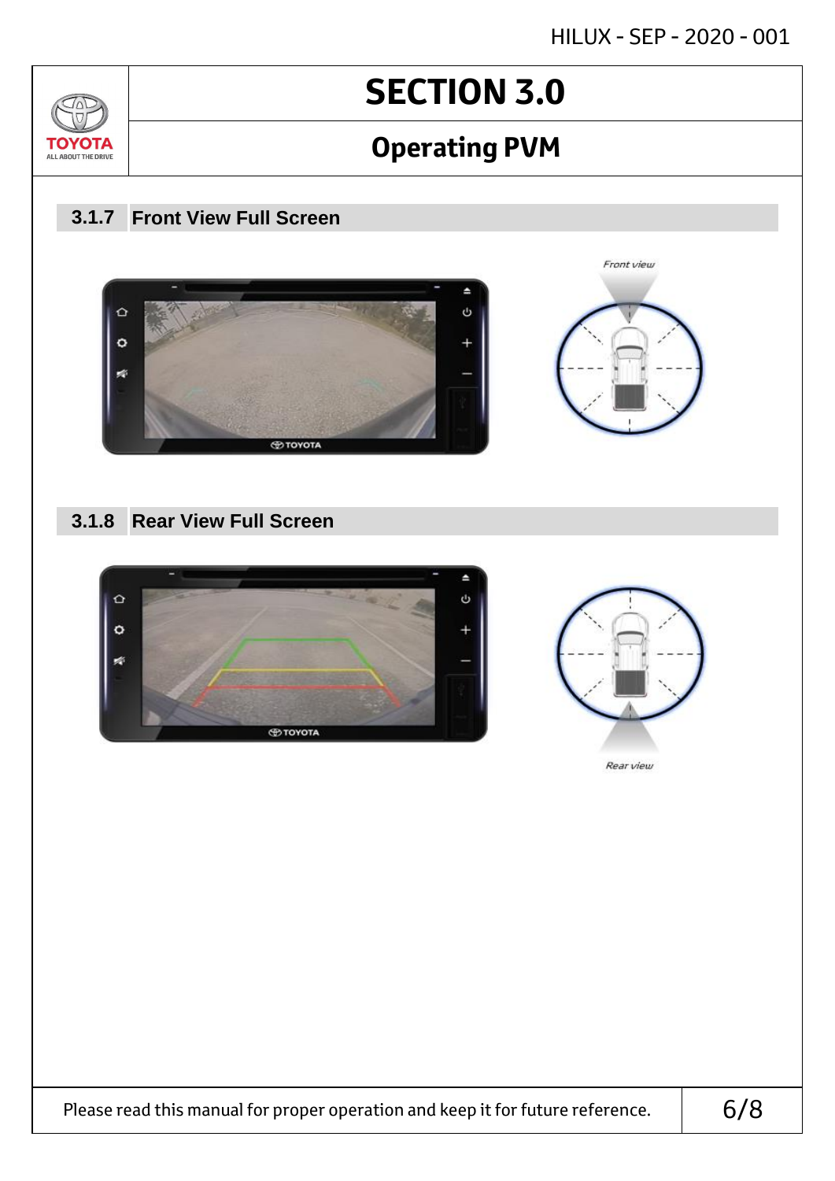# SECTION 3.0

## Operating PVM

### 3.1.7 Front View Full Screen

Front view

### 3.1.8 Rear View Full Screen

Rear view

Please read this manual for proper operation and keep it for future reference.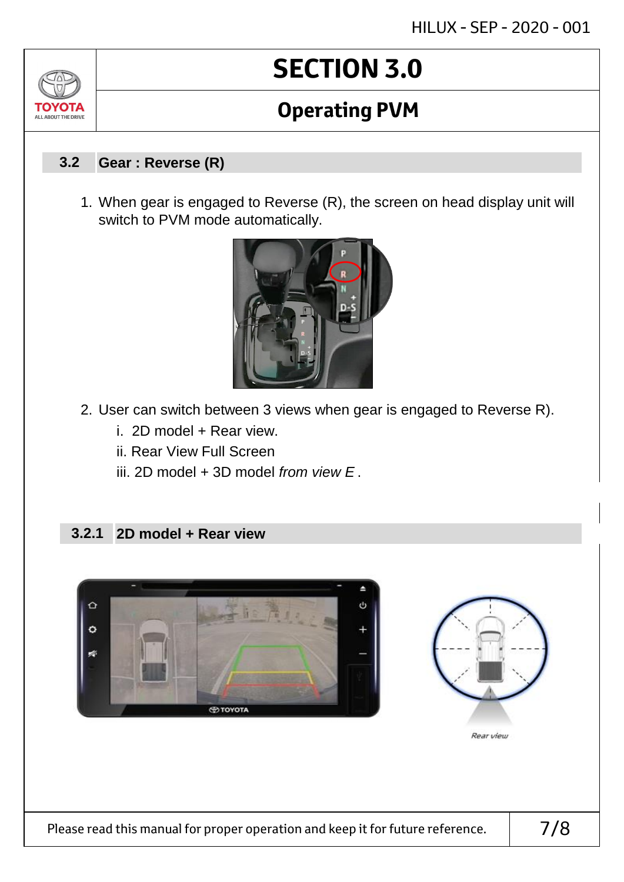# SECTION 3.0

## Operating PVM

### 3.2 Gear : Reverse (R)

1. When gear is engaged to Reverse (R), the screen on head display unit will switch to PVM mode automatically.

2. User can switch between 3 views when gear is engaged to Reverse R).
   i. 2D model + Rear view.
   ii. Rear View Full Screen
   iii. 2D model + 3D model *from view E* .

#### 3.2.1 2D model + Rear view

Rear view

Please read this manual for proper operation and keep it for future reference.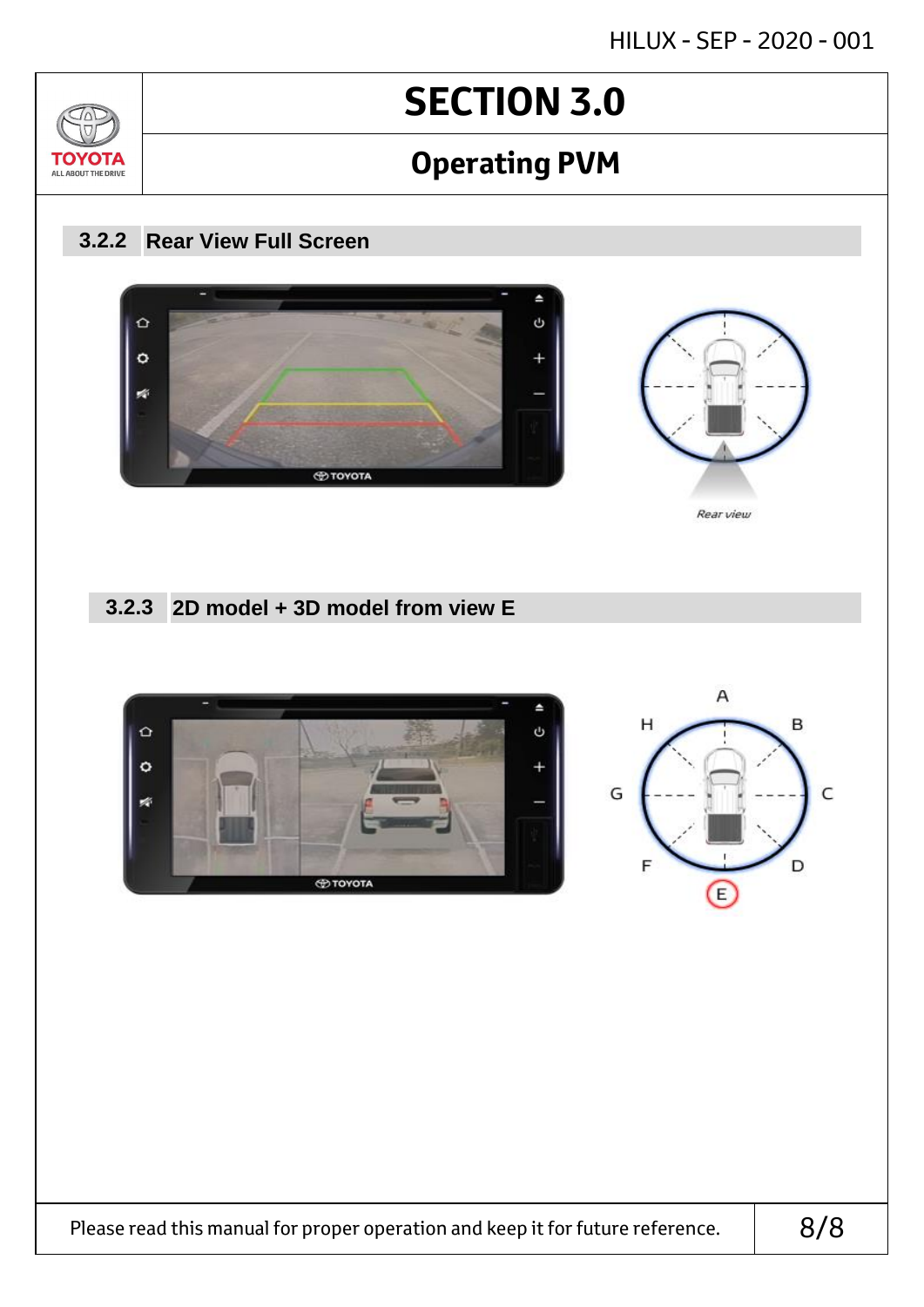# SECTION 3.0

## Operating PVM

### 3.2.2 Rear View Full Screen

Rear view

### 3.2.3 2D model + 3D model from view E

A
B
C
D
E
F
G
H

Please read this manual for proper operation and keep it for future reference.